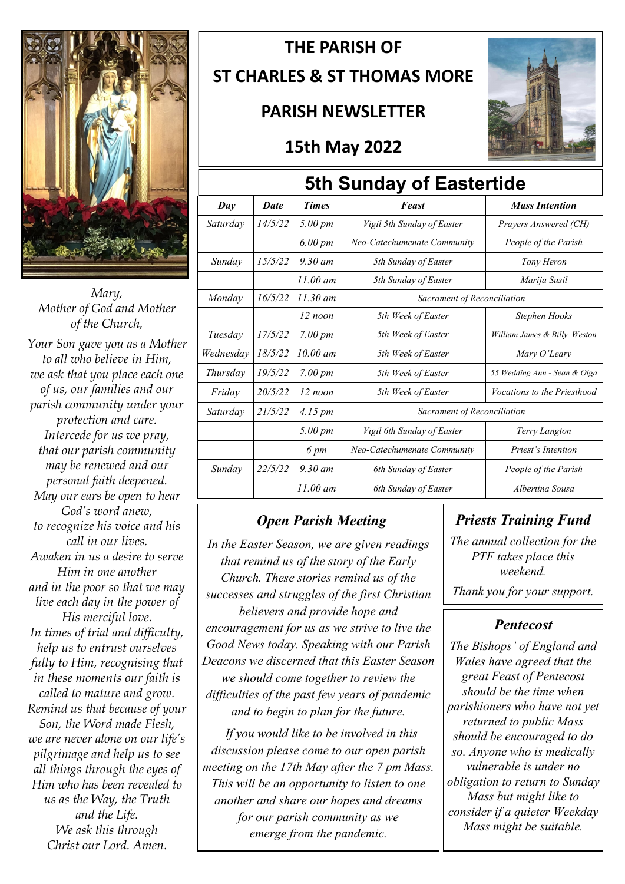# THE PARISH OF ST CHARLES & ST THOMAS MORE

## PARISH NEWSLETTER

## 15th May 2022

## 5th Sunday of Eastertide

| Day | Date | Times | Feast | Mass Intention |
|---|---|---|---|---|
| Saturday | 14/5/22 | 5.00 pm | Vigil 5th Sunday of Easter | Prayers Answered (CH) |
| | | 6.00 pm | Neo-Catechumenate Community | People of the Parish |
| Sunday | 15/5/22 | 9.30 am | 5th Sunday of Easter | Tony Heron |
| | | 11.00 am | 5th Sunday of Easter | Marija Susil |
| Monday | 16/5/22 | 11.30 am | Sacrament of Reconciliation | |
| | | 12 noon | 5th Week of Easter | Stephen Hooks |
| Tuesday | 17/5/22 | 7.00 pm | 5th Week of Easter | William James & Billy Weston |
| Wednesday | 18/5/22 | 10.00 am | 5th Week of Easter | Mary O'Leary |
| Thursday | 19/5/22 | 7.00 pm | 5th Week of Easter | 55 Wedding Ann - Sean & Olga |
| Friday | 20/5/22 | 12 noon | 5th Week of Easter | Vocations to the Priesthood |
| Saturday | 21/5/22 | 4.15 pm | Sacrament of Reconciliation | |
| | | 5.00 pm | Vigil 6th Sunday of Easter | Terry Langton |
| | | 6 pm | Neo-Catechumenate Community | Priest's Intention |
| Sunday | 22/5/22 | 9.30 am | 6th Sunday of Easter | People of the Parish |
| | | 11.00 am | 6th Sunday of Easter | Albertina Sousa |

*Mary,*
*Mother of God and Mother of the Church,*
*Your Son gave you as a Mother to all who believe in Him, we ask that you place each one of us, our families and our parish community under your protection and care.*
*Intercede for us we pray, that our parish community may be renewed and our personal faith deepened.*
*May our ears be open to hear God's word anew, to recognize his voice and his call in our lives.*
*Awaken in us a desire to serve Him in one another and in the poor so that we may live each day in the power of His merciful love.*
*In times of trial and difficulty, help us to entrust ourselves fully to Him, recognising that in these moments our faith is called to mature and grow.*
*Remind us that because of your Son, the Word made Flesh, we are never alone on our life's pilgrimage and help us to see all things through the eyes of Him who has been revealed to us as the Way, the Truth and the Life.*
*We ask this through Christ our Lord. Amen.*

### Open Parish Meeting

*In the Easter Season, we are given readings that remind us of the story of the Early Church. These stories remind us of the successes and struggles of the first Christian believers and provide hope and encouragement for us as we strive to live the Good News today. Speaking with our Parish Deacons we discerned that this Easter Season we should come together to review the difficulties of the past few years of pandemic and to begin to plan for the future.*

*If you would like to be involved in this discussion please come to our open parish meeting on the 17th May after the 7 pm Mass. This will be an opportunity to listen to one another and share our hopes and dreams for our parish community as we emerge from the pandemic.*

### Priests Training Fund

*The annual collection for the PTF takes place this weekend.*

*Thank you for your support.*

### Pentecost

*The Bishops' of England and Wales have agreed that the great Feast of Pentecost should be the time when parishioners who have not yet returned to public Mass should be encouraged to do so. Anyone who is medically vulnerable is under no obligation to return to Sunday Mass but might like to consider if a quieter Weekday Mass might be suitable.*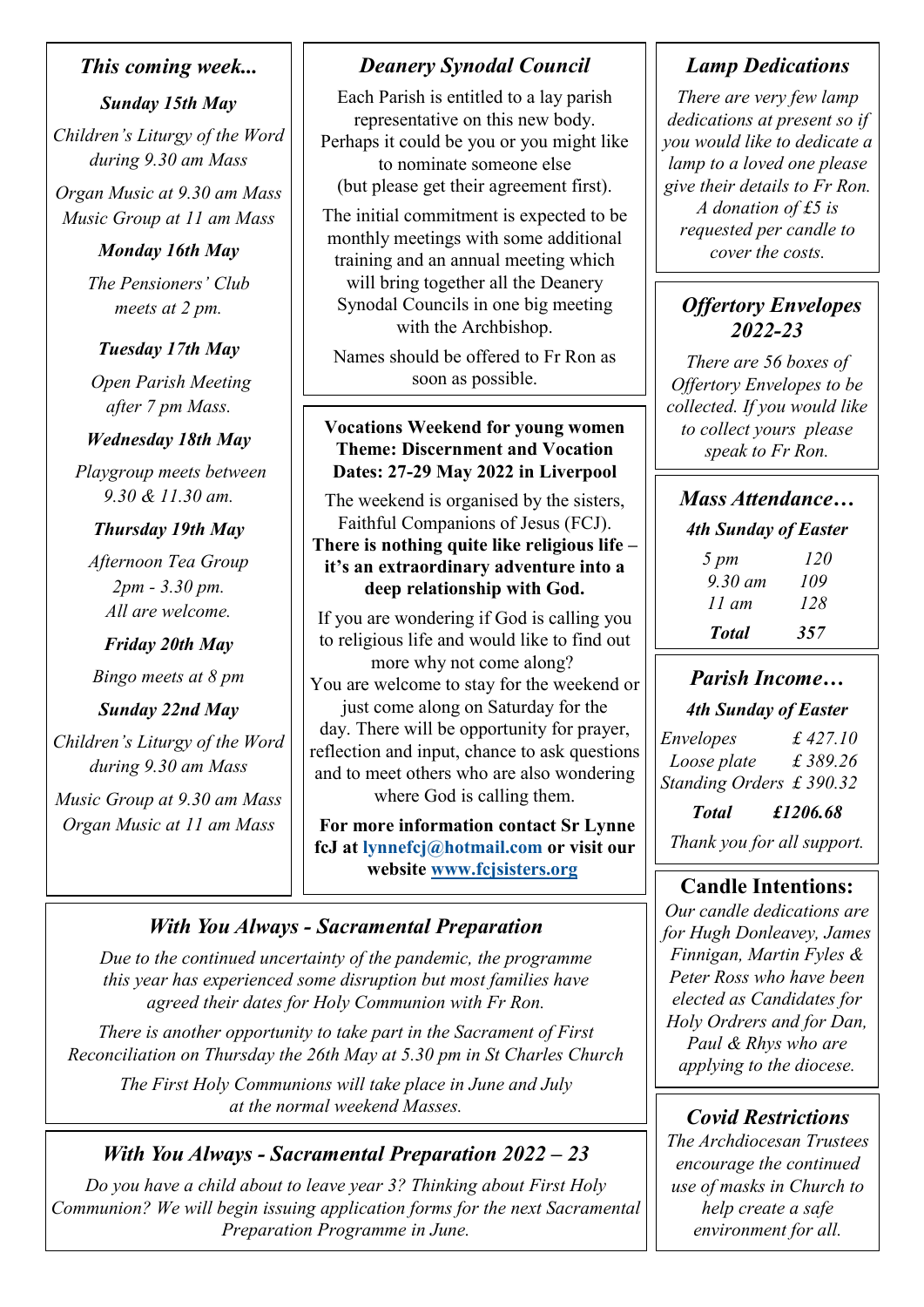## *This coming week...*

***Sunday 15th May***

*Children's Liturgy of the Word during 9.30 am Mass*

*Organ Music at 9.30 am Mass*
*Music Group at 11 am Mass*

***Monday 16th May***

*The Pensioners' Club meets at 2 pm.*

***Tuesday 17th May***

*Open Parish Meeting after 7 pm Mass.*

***Wednesday 18th May***

*Playgroup meets between 9.30 & 11.30 am.*

***Thursday 19th May***

*Afternoon Tea Group 2pm - 3.30 pm.*
*All are welcome.*

***Friday 20th May***

*Bingo meets at 8 pm*

***Sunday 22nd May***

*Children's Liturgy of the Word during 9.30 am Mass*

*Music Group at 9.30 am Mass*
*Organ Music at 11 am Mass*

## *Deanery Synodal Council*

Each Parish is entitled to a lay parish representative on this new body. Perhaps it could be you or you might like to nominate someone else (but please get their agreement first).

The initial commitment is expected to be monthly meetings with some additional training and an annual meeting which will bring together all the Deanery Synodal Councils in one big meeting with the Archbishop.

Names should be offered to Fr Ron as soon as possible.

**Vocations Weekend for young women**
**Theme: Discernment and Vocation**
**Dates: 27-29 May 2022 in Liverpool**

The weekend is organised by the sisters, Faithful Companions of Jesus (FCJ).
**There is nothing quite like religious life – it's an extraordinary adventure into a deep relationship with God.**

If you are wondering if God is calling you to religious life and would like to find out more why not come along?
You are welcome to stay for the weekend or just come along on Saturday for the day. There will be opportunity for prayer, reflection and input, chance to ask questions and to meet others who are also wondering where God is calling them.

**For more information contact Sr Lynne fcJ at lynnefcj@hotmail.com or visit our website www.fcjsisters.org**

## *Lamp Dedications*

*There are very few lamp dedications at present so if you would like to dedicate a lamp to a loved one please give their details to Fr Ron. A donation of £5 is requested per candle to cover the costs.*

## *Offertory Envelopes 2022-23*

*There are 56 boxes of Offertory Envelopes to be collected. If you would like to collect yours please speak to Fr Ron.*

## *Mass Attendance…*

***4th Sunday of Easter***

| | |
|---|---|
| *5 pm* | *120* |
| *9.30 am* | *109* |
| *11 am* | *128* |
| ***Total*** | ***357*** |

## *Parish Income…*

***4th Sunday of Easter***

| | |
|---|---|
| *Envelopes* | *£ 427.10* |
| *Loose plate* | *£ 389.26* |
| *Standing Orders* | *£ 390.32* |
| ***Total*** | ***£1206.68*** |

*Thank you for all support.*

## Candle Intentions:

*Our candle dedications are for Hugh Donleavey, James Finnigan, Martin Fyles & Peter Ross who have been elected as Candidates for Holy Ordrers and for Dan, Paul & Rhys who are applying to the diocese.*

## *Covid Restrictions*

*The Archdiocesan Trustees encourage the continued use of masks in Church to help create a safe environment for all.*

## *With You Always - Sacramental Preparation*

*Due to the continued uncertainty of the pandemic, the programme this year has experienced some disruption but most families have agreed their dates for Holy Communion with Fr Ron.*

*There is another opportunity to take part in the Sacrament of First Reconciliation on Thursday the 26th May at 5.30 pm in St Charles Church*

*The First Holy Communions will take place in June and July at the normal weekend Masses.*

## *With You Always - Sacramental Preparation 2022 – 23*

*Do you have a child about to leave year 3? Thinking about First Holy Communion? We will begin issuing application forms for the next Sacramental Preparation Programme in June.*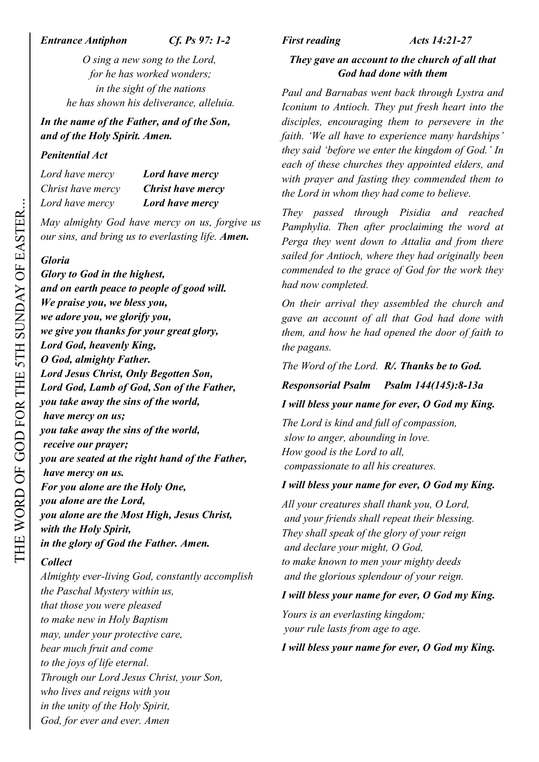***Entrance Antiphon*** ***Cf. Ps 97: 1-2***

*O sing a new song to the Lord,*
*for he has worked wonders;*
*in the sight of the nations*
*he has shown his deliverance, alleluia.*

***In the name of the Father, and of the Son, and of the Holy Spirit. Amen.***

***Penitential Act***

| | |
|---|---|
| *Lord have mercy* | ***Lord have mercy*** |
| *Christ have mercy* | ***Christ have mercy*** |
| *Lord have mercy* | ***Lord have mercy*** |

*May almighty God have mercy on us, forgive us our sins, and bring us to everlasting life.* ***Amen.***

***Gloria***

***Glory to God in the highest,***
***and on earth peace to people of good will.***
***We praise you, we bless you,***
***we adore you, we glorify you,***
***we give you thanks for your great glory,***
***Lord God, heavenly King,***
***O God, almighty Father.***
***Lord Jesus Christ, Only Begotten Son,***
***Lord God, Lamb of God, Son of the Father,***
***you take away the sins of the world,***
***have mercy on us;***
***you take away the sins of the world,***
***receive our prayer;***
***you are seated at the right hand of the Father,***
***have mercy on us.***
***For you alone are the Holy One,***
***you alone are the Lord,***
***you alone are the Most High, Jesus Christ,***
***with the Holy Spirit,***
***in the glory of God the Father. Amen.***

***Collect***

*Almighty ever-living God, constantly accomplish*
*the Paschal Mystery within us,*
*that those you were pleased*
*to make new in Holy Baptism*
*may, under your protective care,*
*bear much fruit and come*
*to the joys of life eternal.*
*Through our Lord Jesus Christ, your Son,*
*who lives and reigns with you*
*in the unity of the Holy Spirit,*
*God, for ever and ever. Amen*

***First reading*** ***Acts 14:21-27***

***They gave an account to the church of all that God had done with them***

*Paul and Barnabas went back through Lystra and Iconium to Antioch. They put fresh heart into the disciples, encouraging them to persevere in the faith. 'We all have to experience many hardships' they said 'before we enter the kingdom of God.' In each of these churches they appointed elders, and with prayer and fasting they commended them to the Lord in whom they had come to believe.*

*They passed through Pisidia and reached Pamphylia. Then after proclaiming the word at Perga they went down to Attalia and from there sailed for Antioch, where they had originally been commended to the grace of God for the work they had now completed.*

*On their arrival they assembled the church and gave an account of all that God had done with them, and how he had opened the door of faith to the pagans.*

*The Word of the Lord.* ***R/. Thanks be to God.***

***Responsorial Psalm*** ***Psalm 144(145):8-13a***

***I will bless your name for ever, O God my King.***

*The Lord is kind and full of compassion,*
*slow to anger, abounding in love.*
*How good is the Lord to all,*
*compassionate to all his creatures.*

***I will bless your name for ever, O God my King.***

*All your creatures shall thank you, O Lord,*
*and your friends shall repeat their blessing.*
*They shall speak of the glory of your reign*
*and declare your might, O God,*
*to make known to men your mighty deeds*
*and the glorious splendour of your reign.*

***I will bless your name for ever, O God my King.***

*Yours is an everlasting kingdom;*
*your rule lasts from age to age.*

***I will bless your name for ever, O God my King.***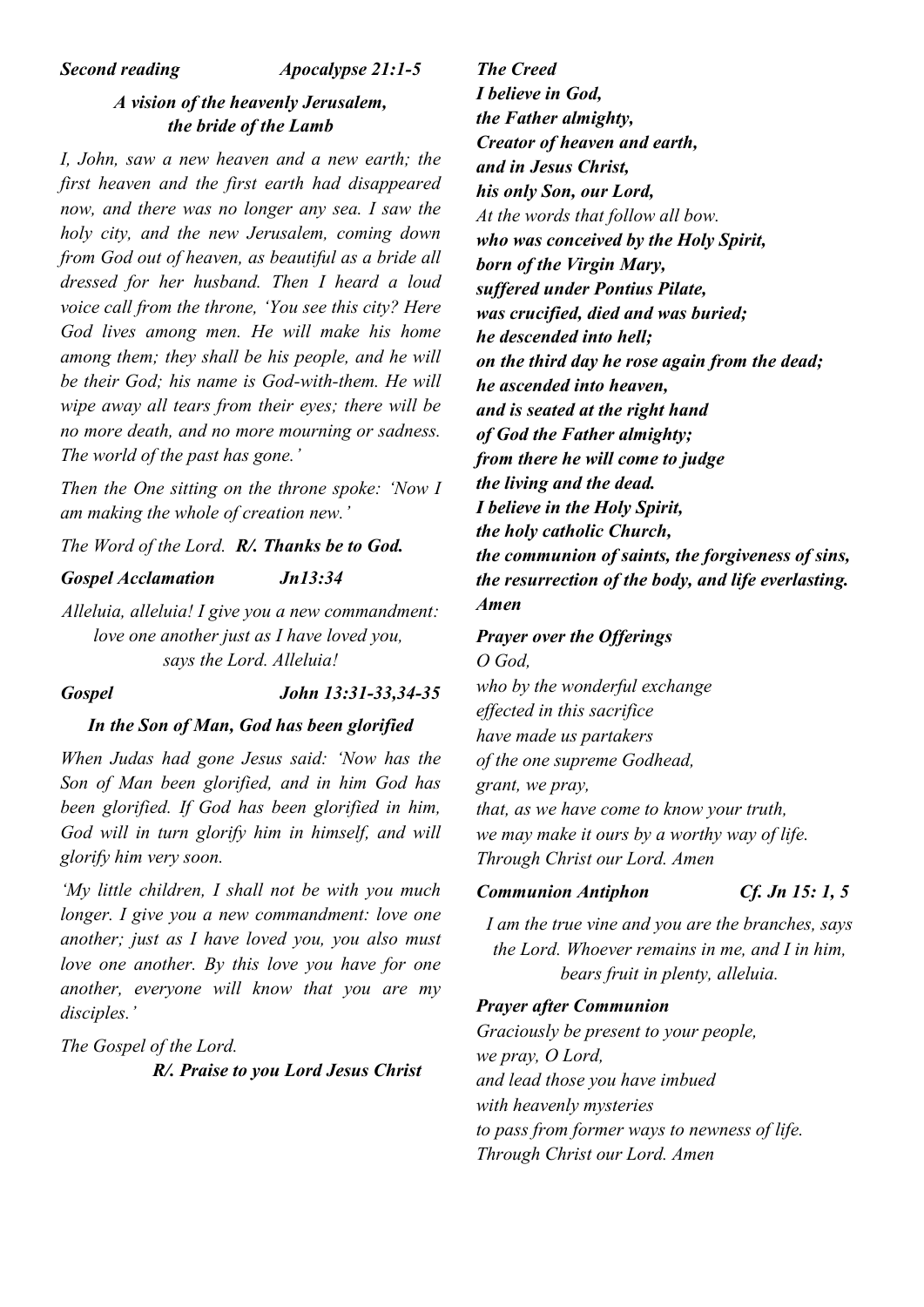***Second reading*** ***Apocalypse 21:1-5***

***A vision of the heavenly Jerusalem, the bride of the Lamb***

*I, John, saw a new heaven and a new earth; the first heaven and the first earth had disappeared now, and there was no longer any sea. I saw the holy city, and the new Jerusalem, coming down from God out of heaven, as beautiful as a bride all dressed for her husband. Then I heard a loud voice call from the throne, 'You see this city? Here God lives among men. He will make his home among them; they shall be his people, and he will be their God; his name is God-with-them. He will wipe away all tears from their eyes; there will be no more death, and no more mourning or sadness. The world of the past has gone.'*

*Then the One sitting on the throne spoke: 'Now I am making the whole of creation new.'*

*The Word of the Lord.* ***R/. Thanks be to God.***

***Gospel Acclamation*** ***Jn13:34***

*Alleluia, alleluia! I give you a new commandment: love one another just as I have loved you, says the Lord. Alleluia!*

***Gospel*** ***John 13:31-33,34-35***

***In the Son of Man, God has been glorified***

*When Judas had gone Jesus said: 'Now has the Son of Man been glorified, and in him God has been glorified. If God has been glorified in him, God will in turn glorify him in himself, and will glorify him very soon.*

*'My little children, I shall not be with you much longer. I give you a new commandment: love one another; just as I have loved you, you also must love one another. By this love you have for one another, everyone will know that you are my disciples.'*

*The Gospel of the Lord.*
***R/. Praise to you Lord Jesus Christ***

***The Creed***
***I believe in God,***
***the Father almighty,***
***Creator of heaven and earth,***
***and in Jesus Christ,***
***his only Son, our Lord,***
*At the words that follow all bow.*
***who was conceived by the Holy Spirit,***
***born of the Virgin Mary,***
***suffered under Pontius Pilate,***
***was crucified, died and was buried;***
***he descended into hell;***
***on the third day he rose again from the dead;***
***he ascended into heaven,***
***and is seated at the right hand***
***of God the Father almighty;***
***from there he will come to judge***
***the living and the dead.***
***I believe in the Holy Spirit,***
***the holy catholic Church,***
***the communion of saints, the forgiveness of sins,***
***the resurrection of the body, and life everlasting.***
***Amen***

***Prayer over the Offerings***
*O God,*
*who by the wonderful exchange*
*effected in this sacrifice*
*have made us partakers*
*of the one supreme Godhead,*
*grant, we pray,*
*that, as we have come to know your truth,*
*we may make it ours by a worthy way of life.*
*Through Christ our Lord. Amen*

***Communion Antiphon*** ***Cf. Jn 15: 1, 5***

*I am the true vine and you are the branches, says the Lord. Whoever remains in me, and I in him, bears fruit in plenty, alleluia.*

***Prayer after Communion***
*Graciously be present to your people,*
*we pray, O Lord,*
*and lead those you have imbued*
*with heavenly mysteries*
*to pass from former ways to newness of life.*
*Through Christ our Lord. Amen*